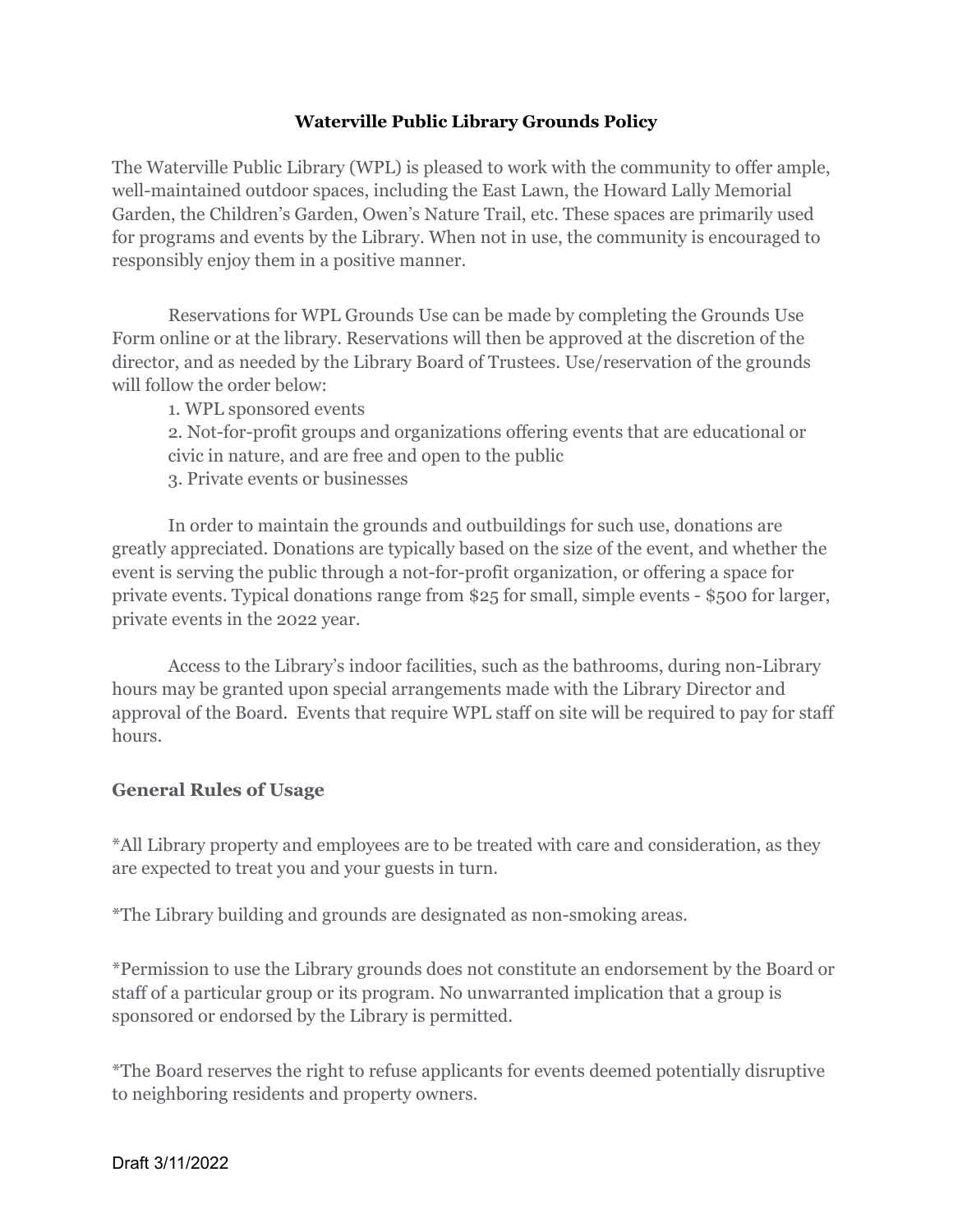# Waterville Public Library Grounds Policy

The Waterville Public Library (WPL) is pleased to work with the community to offer ample, well-maintained outdoor spaces, including the East Lawn, the Howard Lally Memorial Garden, the Children's Garden, Owen's Nature Trail, etc. These spaces are primarily used for programs and events by the Library. When not in use, the community is encouraged to responsibly enjoy them in a positive manner.

Reservations for WPL Grounds Use can be made by completing the Grounds Use Form online or at the library. Reservations will then be approved at the discretion of the director, and as needed by the Library Board of Trustees. Use/reservation of the grounds will follow the order below:

1. WPL sponsored events
2. Not-for-profit groups and organizations offering events that are educational or civic in nature, and are free and open to the public
3. Private events or businesses

In order to maintain the grounds and outbuildings for such use, donations are greatly appreciated. Donations are typically based on the size of the event, and whether the event is serving the public through a not-for-profit organization, or offering a space for private events. Typical donations range from $25 for small, simple events - $500 for larger, private events in the 2022 year.

Access to the Library's indoor facilities, such as the bathrooms, during non-Library hours may be granted upon special arrangements made with the Library Director and approval of the Board. Events that require WPL staff on site will be required to pay for staff hours.

## General Rules of Usage

*All Library property and employees are to be treated with care and consideration, as they are expected to treat you and your guests in turn.

*The Library building and grounds are designated as non-smoking areas.

*Permission to use the Library grounds does not constitute an endorsement by the Board or staff of a particular group or its program. No unwarranted implication that a group is sponsored or endorsed by the Library is permitted.

*The Board reserves the right to refuse applicants for events deemed potentially disruptive to neighboring residents and property owners.

Draft 3/11/2022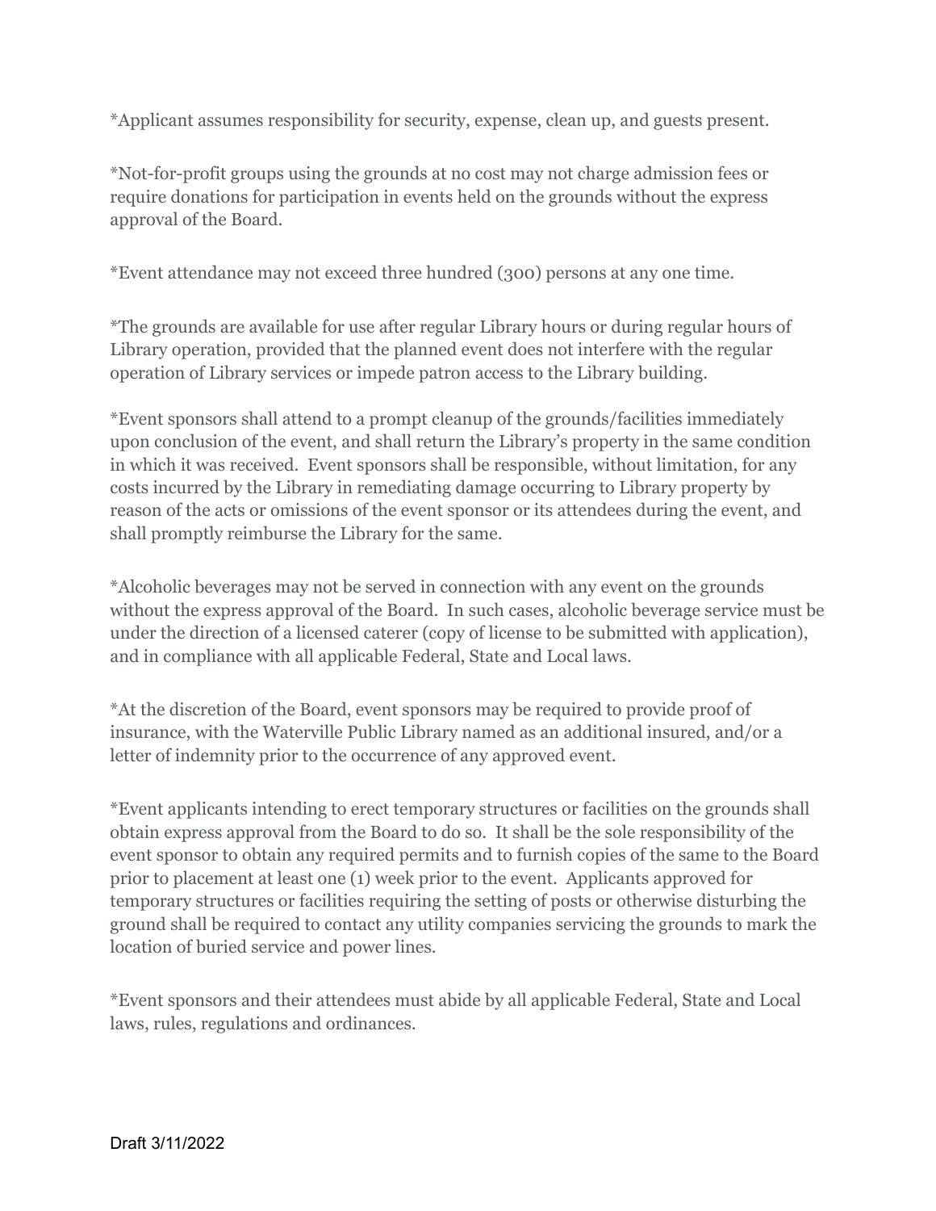*Applicant assumes responsibility for security, expense, clean up, and guests present.

*Not-for-profit groups using the grounds at no cost may not charge admission fees or require donations for participation in events held on the grounds without the express approval of the Board.

*Event attendance may not exceed three hundred (300) persons at any one time.

*The grounds are available for use after regular Library hours or during regular hours of Library operation, provided that the planned event does not interfere with the regular operation of Library services or impede patron access to the Library building.

*Event sponsors shall attend to a prompt cleanup of the grounds/facilities immediately upon conclusion of the event, and shall return the Library's property in the same condition in which it was received. Event sponsors shall be responsible, without limitation, for any costs incurred by the Library in remediating damage occurring to Library property by reason of the acts or omissions of the event sponsor or its attendees during the event, and shall promptly reimburse the Library for the same.

*Alcoholic beverages may not be served in connection with any event on the grounds without the express approval of the Board. In such cases, alcoholic beverage service must be under the direction of a licensed caterer (copy of license to be submitted with application), and in compliance with all applicable Federal, State and Local laws.

*At the discretion of the Board, event sponsors may be required to provide proof of insurance, with the Waterville Public Library named as an additional insured, and/or a letter of indemnity prior to the occurrence of any approved event.

*Event applicants intending to erect temporary structures or facilities on the grounds shall obtain express approval from the Board to do so. It shall be the sole responsibility of the event sponsor to obtain any required permits and to furnish copies of the same to the Board prior to placement at least one (1) week prior to the event. Applicants approved for temporary structures or facilities requiring the setting of posts or otherwise disturbing the ground shall be required to contact any utility companies servicing the grounds to mark the location of buried service and power lines.

*Event sponsors and their attendees must abide by all applicable Federal, State and Local laws, rules, regulations and ordinances.

Draft 3/11/2022